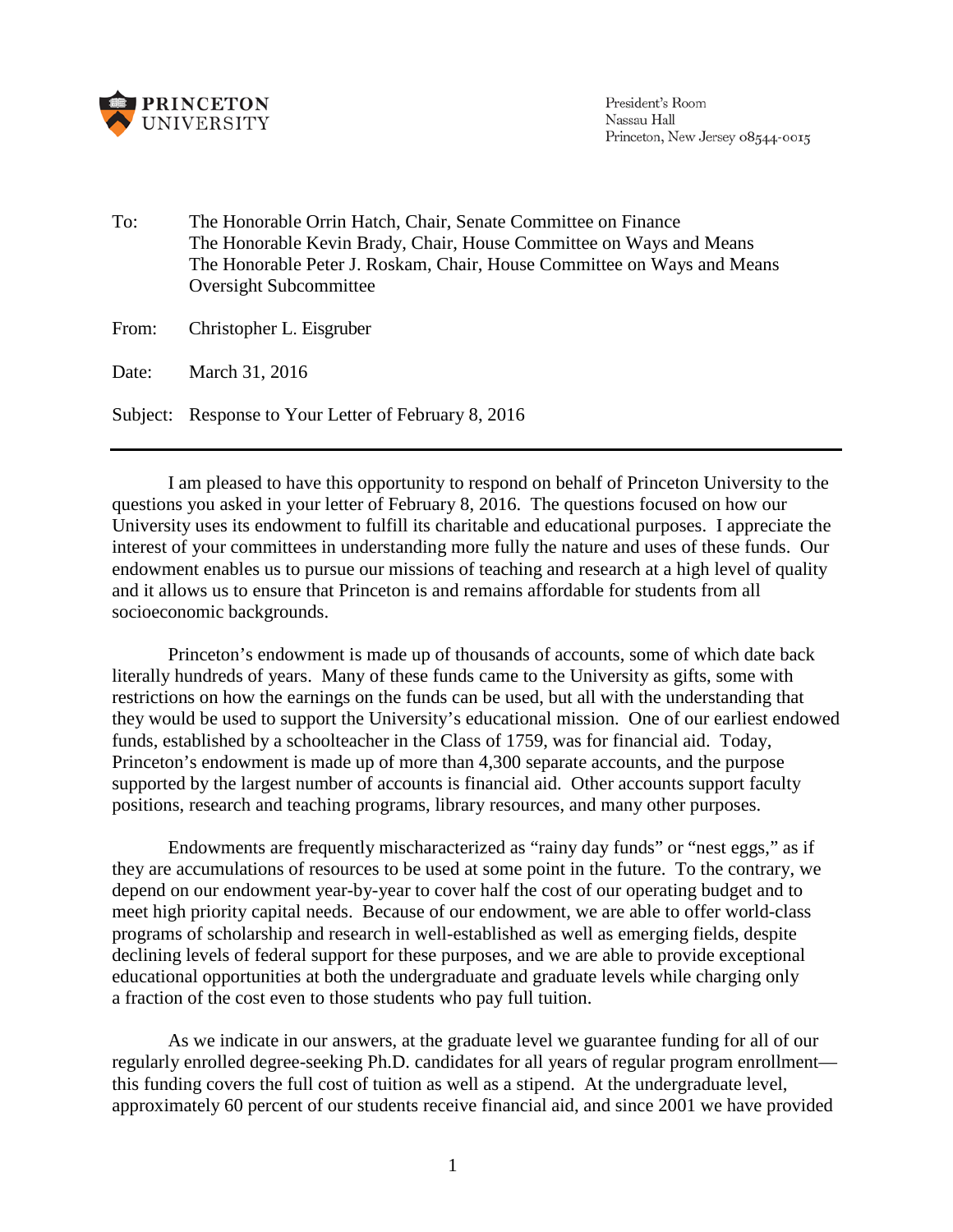**PRINCETON UNIVERSITY**

President's Room
Nassau Hall
Princeton, New Jersey 08544-0015

To: The Honorable Orrin Hatch, Chair, Senate Committee on Finance
The Honorable Kevin Brady, Chair, House Committee on Ways and Means
The Honorable Peter J. Roskam, Chair, House Committee on Ways and Means Oversight Subcommittee

From: Christopher L. Eisgruber

Date: March 31, 2016

Subject: Response to Your Letter of February 8, 2016

---

I am pleased to have this opportunity to respond on behalf of Princeton University to the questions you asked in your letter of February 8, 2016. The questions focused on how our University uses its endowment to fulfill its charitable and educational purposes. I appreciate the interest of your committees in understanding more fully the nature and uses of these funds. Our endowment enables us to pursue our missions of teaching and research at a high level of quality and it allows us to ensure that Princeton is and remains affordable for students from all socioeconomic backgrounds.

Princeton's endowment is made up of thousands of accounts, some of which date back literally hundreds of years. Many of these funds came to the University as gifts, some with restrictions on how the earnings on the funds can be used, but all with the understanding that they would be used to support the University's educational mission. One of our earliest endowed funds, established by a schoolteacher in the Class of 1759, was for financial aid. Today, Princeton's endowment is made up of more than 4,300 separate accounts, and the purpose supported by the largest number of accounts is financial aid. Other accounts support faculty positions, research and teaching programs, library resources, and many other purposes.

Endowments are frequently mischaracterized as "rainy day funds" or "nest eggs," as if they are accumulations of resources to be used at some point in the future. To the contrary, we depend on our endowment year-by-year to cover half the cost of our operating budget and to meet high priority capital needs. Because of our endowment, we are able to offer world-class programs of scholarship and research in well-established as well as emerging fields, despite declining levels of federal support for these purposes, and we are able to provide exceptional educational opportunities at both the undergraduate and graduate levels while charging only a fraction of the cost even to those students who pay full tuition.

As we indicate in our answers, at the graduate level we guarantee funding for all of our regularly enrolled degree-seeking Ph.D. candidates for all years of regular program enrollment—this funding covers the full cost of tuition as well as a stipend. At the undergraduate level, approximately 60 percent of our students receive financial aid, and since 2001 we have provided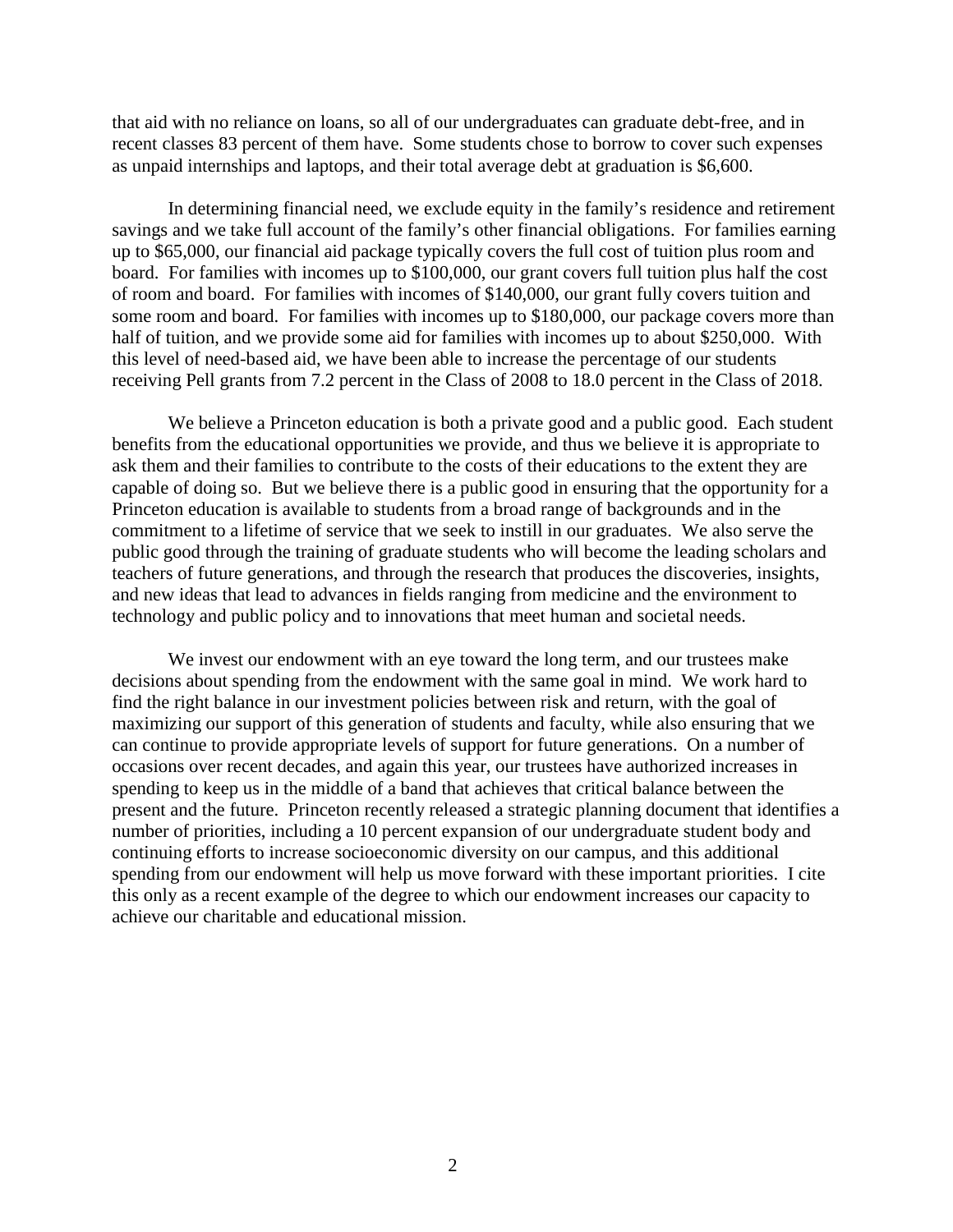that aid with no reliance on loans, so all of our undergraduates can graduate debt-free, and in recent classes 83 percent of them have. Some students chose to borrow to cover such expenses as unpaid internships and laptops, and their total average debt at graduation is $6,600.

In determining financial need, we exclude equity in the family's residence and retirement savings and we take full account of the family's other financial obligations. For families earning up to $65,000, our financial aid package typically covers the full cost of tuition plus room and board. For families with incomes up to $100,000, our grant covers full tuition plus half the cost of room and board. For families with incomes of $140,000, our grant fully covers tuition and some room and board. For families with incomes up to $180,000, our package covers more than half of tuition, and we provide some aid for families with incomes up to about $250,000. With this level of need-based aid, we have been able to increase the percentage of our students receiving Pell grants from 7.2 percent in the Class of 2008 to 18.0 percent in the Class of 2018.

We believe a Princeton education is both a private good and a public good. Each student benefits from the educational opportunities we provide, and thus we believe it is appropriate to ask them and their families to contribute to the costs of their educations to the extent they are capable of doing so. But we believe there is a public good in ensuring that the opportunity for a Princeton education is available to students from a broad range of backgrounds and in the commitment to a lifetime of service that we seek to instill in our graduates. We also serve the public good through the training of graduate students who will become the leading scholars and teachers of future generations, and through the research that produces the discoveries, insights, and new ideas that lead to advances in fields ranging from medicine and the environment to technology and public policy and to innovations that meet human and societal needs.

We invest our endowment with an eye toward the long term, and our trustees make decisions about spending from the endowment with the same goal in mind. We work hard to find the right balance in our investment policies between risk and return, with the goal of maximizing our support of this generation of students and faculty, while also ensuring that we can continue to provide appropriate levels of support for future generations. On a number of occasions over recent decades, and again this year, our trustees have authorized increases in spending to keep us in the middle of a band that achieves that critical balance between the present and the future. Princeton recently released a strategic planning document that identifies a number of priorities, including a 10 percent expansion of our undergraduate student body and continuing efforts to increase socioeconomic diversity on our campus, and this additional spending from our endowment will help us move forward with these important priorities. I cite this only as a recent example of the degree to which our endowment increases our capacity to achieve our charitable and educational mission.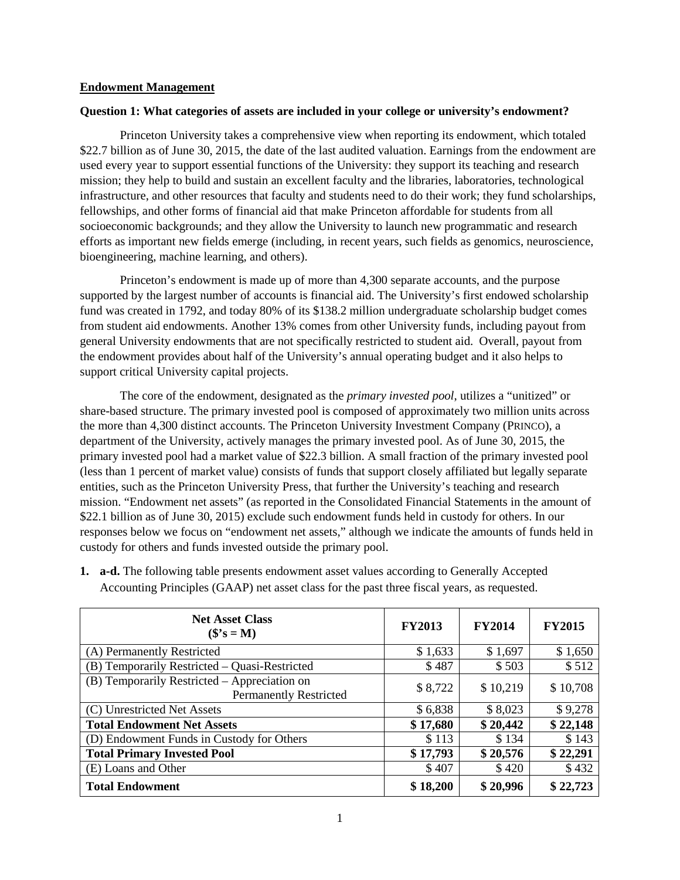**Endowment Management**

**Question 1: What categories of assets are included in your college or university's endowment?**

Princeton University takes a comprehensive view when reporting its endowment, which totaled \$22.7 billion as of June 30, 2015, the date of the last audited valuation. Earnings from the endowment are used every year to support essential functions of the University: they support its teaching and research mission; they help to build and sustain an excellent faculty and the libraries, laboratories, technological infrastructure, and other resources that faculty and students need to do their work; they fund scholarships, fellowships, and other forms of financial aid that make Princeton affordable for students from all socioeconomic backgrounds; and they allow the University to launch new programmatic and research efforts as important new fields emerge (including, in recent years, such fields as genomics, neuroscience, bioengineering, machine learning, and others).

Princeton's endowment is made up of more than 4,300 separate accounts, and the purpose supported by the largest number of accounts is financial aid. The University's first endowed scholarship fund was created in 1792, and today 80% of its \$138.2 million undergraduate scholarship budget comes from student aid endowments. Another 13% comes from other University funds, including payout from general University endowments that are not specifically restricted to student aid. Overall, payout from the endowment provides about half of the University's annual operating budget and it also helps to support critical University capital projects.

The core of the endowment, designated as the *primary invested pool*, utilizes a "unitized" or share-based structure. The primary invested pool is composed of approximately two million units across the more than 4,300 distinct accounts. The Princeton University Investment Company (PRINCO), a department of the University, actively manages the primary invested pool. As of June 30, 2015, the primary invested pool had a market value of \$22.3 billion. A small fraction of the primary invested pool (less than 1 percent of market value) consists of funds that support closely affiliated but legally separate entities, such as the Princeton University Press, that further the University's teaching and research mission. "Endowment net assets" (as reported in the Consolidated Financial Statements in the amount of \$22.1 billion as of June 30, 2015) exclude such endowment funds held in custody for others. In our responses below we focus on "endowment net assets," although we indicate the amounts of funds held in custody for others and funds invested outside the primary pool.

1. **a-d.** The following table presents endowment asset values according to Generally Accepted Accounting Principles (GAAP) net asset class for the past three fiscal years, as requested.

| **Net Asset Class (\$'s = M)** | **FY2013** | **FY2014** | **FY2015** |
|---|---|---|---|
| (A) Permanently Restricted | \$ 1,633 | \$ 1,697 | \$ 1,650 |
| (B) Temporarily Restricted – Quasi-Restricted | \$ 487 | \$ 503 | \$ 512 |
| (B) Temporarily Restricted – Appreciation on Permanently Restricted | \$ 8,722 | \$ 10,219 | \$ 10,708 |
| (C) Unrestricted Net Assets | \$ 6,838 | \$ 8,023 | \$ 9,278 |
| **Total Endowment Net Assets** | **\$ 17,680** | **\$ 20,442** | **\$ 22,148** |
| (D) Endowment Funds in Custody for Others | \$ 113 | \$ 134 | \$ 143 |
| **Total Primary Invested Pool** | **\$ 17,793** | **\$ 20,576** | **\$ 22,291** |
| (E) Loans and Other | \$ 407 | \$ 420 | \$ 432 |
| **Total Endowment** | **\$ 18,200** | **\$ 20,996** | **\$ 22,723** |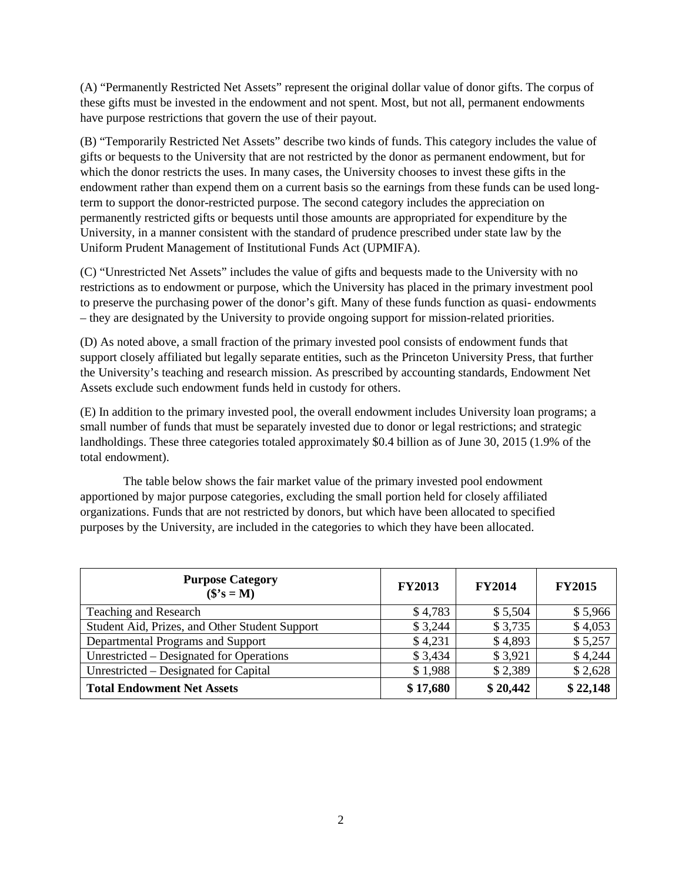(A) “Permanently Restricted Net Assets” represent the original dollar value of donor gifts. The corpus of these gifts must be invested in the endowment and not spent. Most, but not all, permanent endowments have purpose restrictions that govern the use of their payout.

(B) “Temporarily Restricted Net Assets” describe two kinds of funds. This category includes the value of gifts or bequests to the University that are not restricted by the donor as permanent endowment, but for which the donor restricts the uses. In many cases, the University chooses to invest these gifts in the endowment rather than expend them on a current basis so the earnings from these funds can be used long-term to support the donor-restricted purpose. The second category includes the appreciation on permanently restricted gifts or bequests until those amounts are appropriated for expenditure by the University, in a manner consistent with the standard of prudence prescribed under state law by the Uniform Prudent Management of Institutional Funds Act (UPMIFA).

(C) “Unrestricted Net Assets” includes the value of gifts and bequests made to the University with no restrictions as to endowment or purpose, which the University has placed in the primary investment pool to preserve the purchasing power of the donor’s gift. Many of these funds function as quasi- endowments – they are designated by the University to provide ongoing support for mission-related priorities.

(D) As noted above, a small fraction of the primary invested pool consists of endowment funds that support closely affiliated but legally separate entities, such as the Princeton University Press, that further the University’s teaching and research mission. As prescribed by accounting standards, Endowment Net Assets exclude such endowment funds held in custody for others.

(E) In addition to the primary invested pool, the overall endowment includes University loan programs; a small number of funds that must be separately invested due to donor or legal restrictions; and strategic landholdings. These three categories totaled approximately $0.4 billion as of June 30, 2015 (1.9% of the total endowment).

The table below shows the fair market value of the primary invested pool endowment apportioned by major purpose categories, excluding the small portion held for closely affiliated organizations. Funds that are not restricted by donors, but which have been allocated to specified purposes by the University, are included in the categories to which they have been allocated.

| Purpose Category ($’s = M) | FY2013 | FY2014 | FY2015 |
|---|---|---|---|
| Teaching and Research | $ 4,783 | $ 5,504 | $ 5,966 |
| Student Aid, Prizes, and Other Student Support | $ 3,244 | $ 3,735 | $ 4,053 |
| Departmental Programs and Support | $ 4,231 | $ 4,893 | $ 5,257 |
| Unrestricted – Designated for Operations | $ 3,434 | $ 3,921 | $ 4,244 |
| Unrestricted – Designated for Capital | $ 1,988 | $ 2,389 | $ 2,628 |
| **Total Endowment Net Assets** | **$ 17,680** | **$ 20,442** | **$ 22,148** |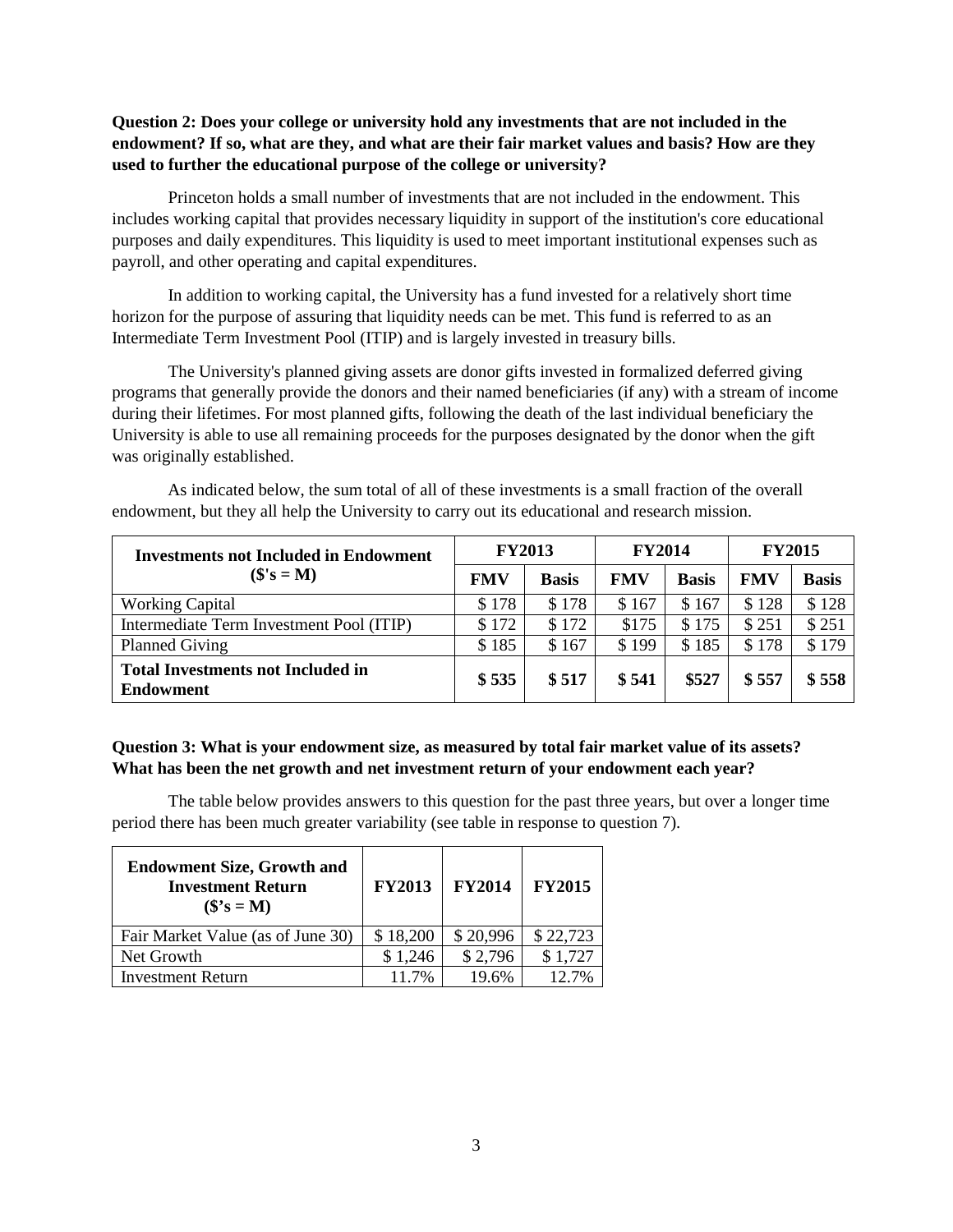**Question 2: Does your college or university hold any investments that are not included in the endowment? If so, what are they, and what are their fair market values and basis? How are they used to further the educational purpose of the college or university?**

Princeton holds a small number of investments that are not included in the endowment. This includes working capital that provides necessary liquidity in support of the institution's core educational purposes and daily expenditures. This liquidity is used to meet important institutional expenses such as payroll, and other operating and capital expenditures.

In addition to working capital, the University has a fund invested for a relatively short time horizon for the purpose of assuring that liquidity needs can be met. This fund is referred to as an Intermediate Term Investment Pool (ITIP) and is largely invested in treasury bills.

The University's planned giving assets are donor gifts invested in formalized deferred giving programs that generally provide the donors and their named beneficiaries (if any) with a stream of income during their lifetimes. For most planned gifts, following the death of the last individual beneficiary the University is able to use all remaining proceeds for the purposes designated by the donor when the gift was originally established.

As indicated below, the sum total of all of these investments is a small fraction of the overall endowment, but they all help the University to carry out its educational and research mission.

| **Investments not Included in Endowment ($'s = M)** | **FY2013** | | **FY2014** | | **FY2015** | |
|---|---|---|---|---|---|---|
| | **FMV** | **Basis** | **FMV** | **Basis** | **FMV** | **Basis** |
| Working Capital | $ 178 | $ 178 | $ 167 | $ 167 | $ 128 | $ 128 |
| Intermediate Term Investment Pool (ITIP) | $ 172 | $ 172 | $175 | $ 175 | $ 251 | $ 251 |
| Planned Giving | $ 185 | $ 167 | $ 199 | $ 185 | $ 178 | $ 179 |
| **Total Investments not Included in Endowment** | **$ 535** | **$ 517** | **$ 541** | **$527** | **$ 557** | **$ 558** |

**Question 3: What is your endowment size, as measured by total fair market value of its assets? What has been the net growth and net investment return of your endowment each year?**

The table below provides answers to this question for the past three years, but over a longer time period there has been much greater variability (see table in response to question 7).

| **Endowment Size, Growth and Investment Return ($'s = M)** | **FY2013** | **FY2014** | **FY2015** |
|---|---|---|---|
| Fair Market Value (as of June 30) | $ 18,200 | $ 20,996 | $ 22,723 |
| Net Growth | $ 1,246 | $ 2,796 | $ 1,727 |
| Investment Return | 11.7% | 19.6% | 12.7% |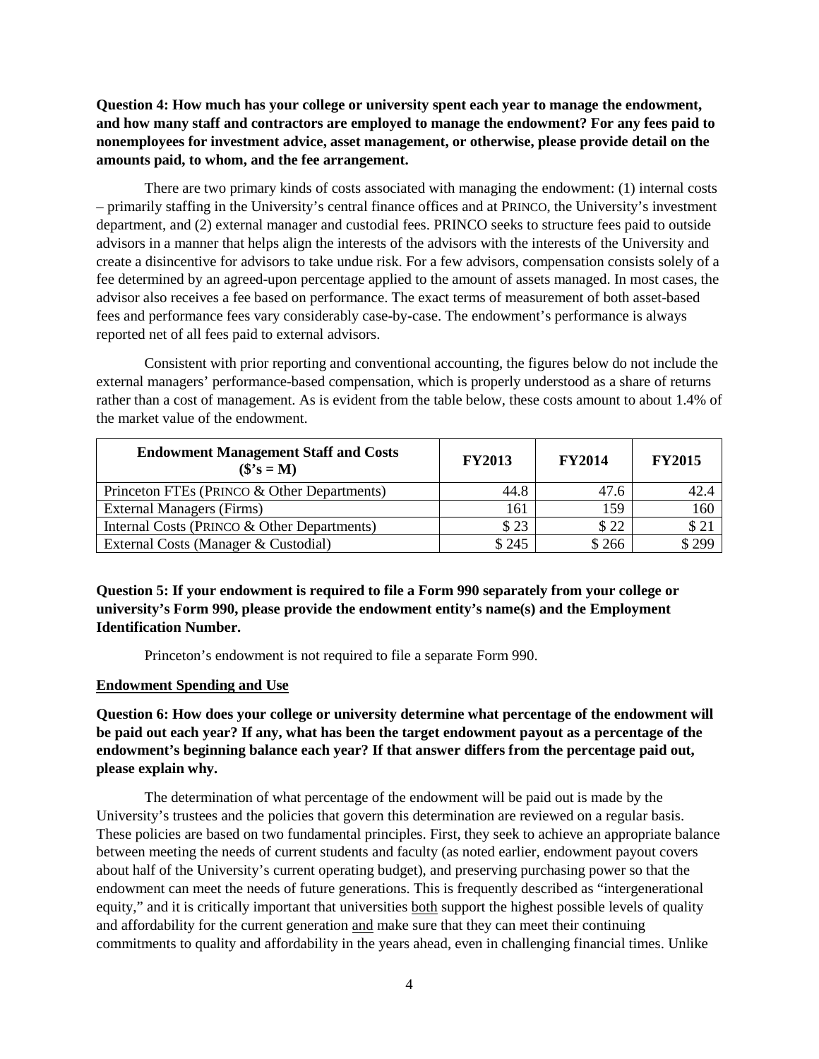**Question 4: How much has your college or university spent each year to manage the endowment, and how many staff and contractors are employed to manage the endowment? For any fees paid to nonemployees for investment advice, asset management, or otherwise, please provide detail on the amounts paid, to whom, and the fee arrangement.**

There are two primary kinds of costs associated with managing the endowment: (1) internal costs – primarily staffing in the University's central finance offices and at PRINCO, the University's investment department, and (2) external manager and custodial fees. PRINCO seeks to structure fees paid to outside advisors in a manner that helps align the interests of the advisors with the interests of the University and create a disincentive for advisors to take undue risk. For a few advisors, compensation consists solely of a fee determined by an agreed-upon percentage applied to the amount of assets managed. In most cases, the advisor also receives a fee based on performance. The exact terms of measurement of both asset-based fees and performance fees vary considerably case-by-case. The endowment's performance is always reported net of all fees paid to external advisors.

Consistent with prior reporting and conventional accounting, the figures below do not include the external managers' performance-based compensation, which is properly understood as a share of returns rather than a cost of management. As is evident from the table below, these costs amount to about 1.4% of the market value of the endowment.

| Endowment Management Staff and Costs ($'s = M) | FY2013 | FY2014 | FY2015 |
|---|---|---|---|
| Princeton FTEs (PRINCO & Other Departments) | 44.8 | 47.6 | 42.4 |
| External Managers (Firms) | 161 | 159 | 160 |
| Internal Costs (PRINCO & Other Departments) | $ 23 | $ 22 | $ 21 |
| External Costs (Manager & Custodial) | $ 245 | $ 266 | $ 299 |

**Question 5: If your endowment is required to file a Form 990 separately from your college or university's Form 990, please provide the endowment entity's name(s) and the Employment Identification Number.**

Princeton's endowment is not required to file a separate Form 990.

**Endowment Spending and Use**

**Question 6: How does your college or university determine what percentage of the endowment will be paid out each year? If any, what has been the target endowment payout as a percentage of the endowment's beginning balance each year? If that answer differs from the percentage paid out, please explain why.**

The determination of what percentage of the endowment will be paid out is made by the University's trustees and the policies that govern this determination are reviewed on a regular basis. These policies are based on two fundamental principles. First, they seek to achieve an appropriate balance between meeting the needs of current students and faculty (as noted earlier, endowment payout covers about half of the University's current operating budget), and preserving purchasing power so that the endowment can meet the needs of future generations. This is frequently described as "intergenerational equity," and it is critically important that universities both support the highest possible levels of quality and affordability for the current generation and make sure that they can meet their continuing commitments to quality and affordability in the years ahead, even in challenging financial times. Unlike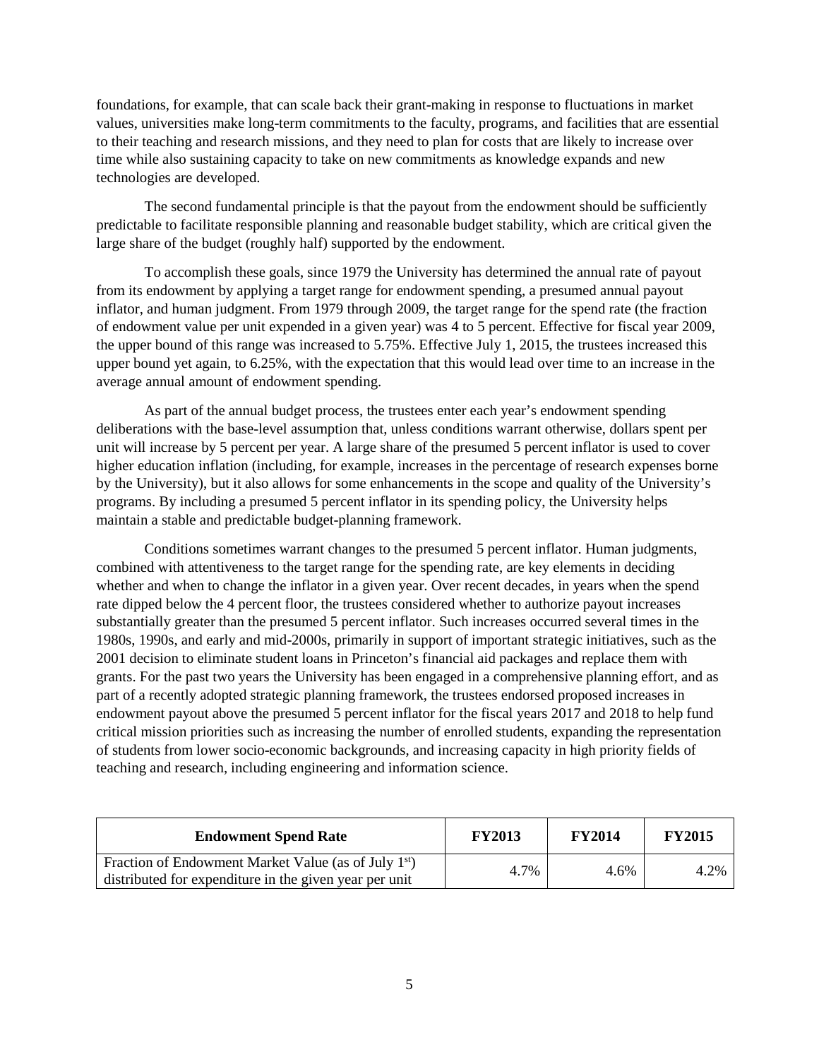foundations, for example, that can scale back their grant-making in response to fluctuations in market values, universities make long-term commitments to the faculty, programs, and facilities that are essential to their teaching and research missions, and they need to plan for costs that are likely to increase over time while also sustaining capacity to take on new commitments as knowledge expands and new technologies are developed.

The second fundamental principle is that the payout from the endowment should be sufficiently predictable to facilitate responsible planning and reasonable budget stability, which are critical given the large share of the budget (roughly half) supported by the endowment.

To accomplish these goals, since 1979 the University has determined the annual rate of payout from its endowment by applying a target range for endowment spending, a presumed annual payout inflator, and human judgment. From 1979 through 2009, the target range for the spend rate (the fraction of endowment value per unit expended in a given year) was 4 to 5 percent. Effective for fiscal year 2009, the upper bound of this range was increased to 5.75%. Effective July 1, 2015, the trustees increased this upper bound yet again, to 6.25%, with the expectation that this would lead over time to an increase in the average annual amount of endowment spending.

As part of the annual budget process, the trustees enter each year's endowment spending deliberations with the base-level assumption that, unless conditions warrant otherwise, dollars spent per unit will increase by 5 percent per year. A large share of the presumed 5 percent inflator is used to cover higher education inflation (including, for example, increases in the percentage of research expenses borne by the University), but it also allows for some enhancements in the scope and quality of the University's programs. By including a presumed 5 percent inflator in its spending policy, the University helps maintain a stable and predictable budget-planning framework.

Conditions sometimes warrant changes to the presumed 5 percent inflator. Human judgments, combined with attentiveness to the target range for the spending rate, are key elements in deciding whether and when to change the inflator in a given year. Over recent decades, in years when the spend rate dipped below the 4 percent floor, the trustees considered whether to authorize payout increases substantially greater than the presumed 5 percent inflator. Such increases occurred several times in the 1980s, 1990s, and early and mid-2000s, primarily in support of important strategic initiatives, such as the 2001 decision to eliminate student loans in Princeton's financial aid packages and replace them with grants. For the past two years the University has been engaged in a comprehensive planning effort, and as part of a recently adopted strategic planning framework, the trustees endorsed proposed increases in endowment payout above the presumed 5 percent inflator for the fiscal years 2017 and 2018 to help fund critical mission priorities such as increasing the number of enrolled students, expanding the representation of students from lower socio-economic backgrounds, and increasing capacity in high priority fields of teaching and research, including engineering and information science.

| Endowment Spend Rate | FY2013 | FY2014 | FY2015 |
|---|---|---|---|
| Fraction of Endowment Market Value (as of July 1st) distributed for expenditure in the given year per unit | 4.7% | 4.6% | 4.2% |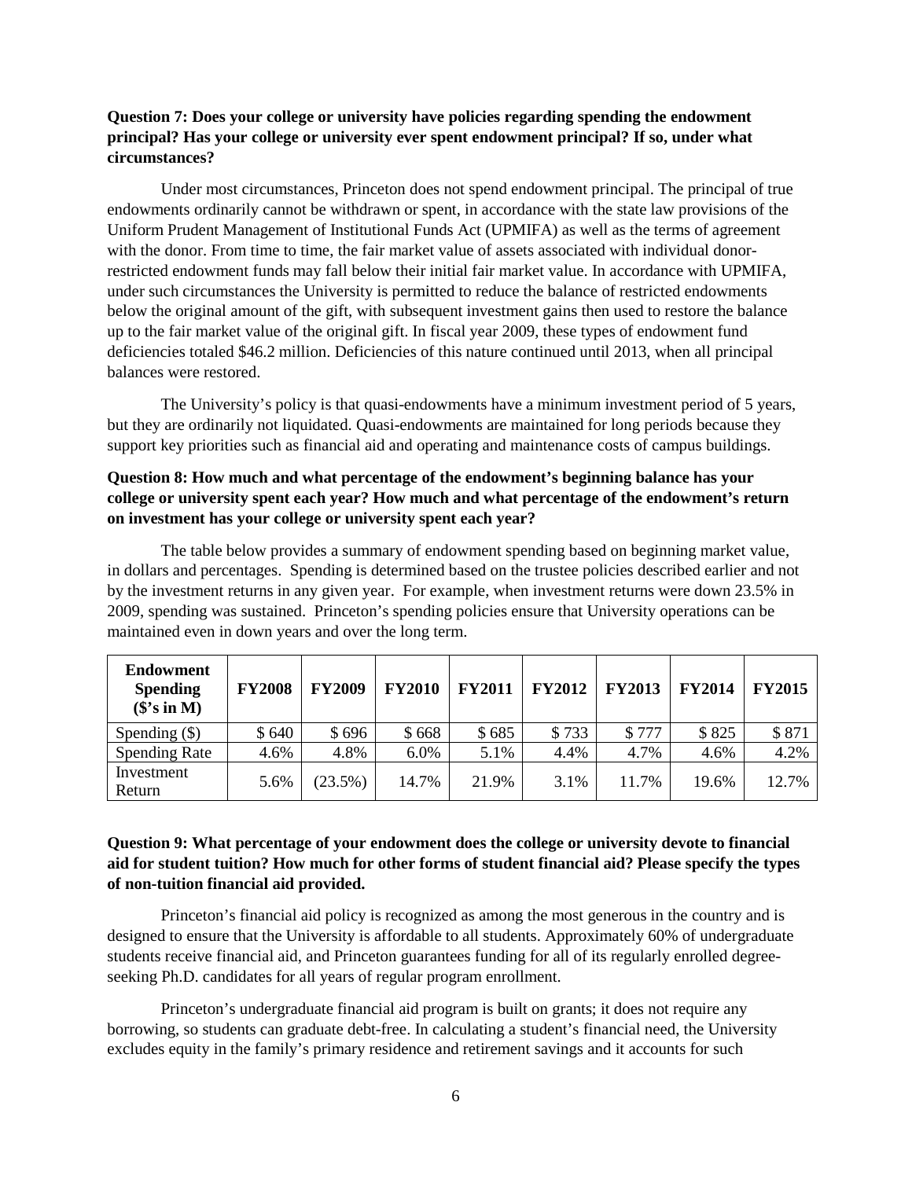**Question 7: Does your college or university have policies regarding spending the endowment principal? Has your college or university ever spent endowment principal? If so, under what circumstances?**

Under most circumstances, Princeton does not spend endowment principal. The principal of true endowments ordinarily cannot be withdrawn or spent, in accordance with the state law provisions of the Uniform Prudent Management of Institutional Funds Act (UPMIFA) as well as the terms of agreement with the donor. From time to time, the fair market value of assets associated with individual donor-restricted endowment funds may fall below their initial fair market value. In accordance with UPMIFA, under such circumstances the University is permitted to reduce the balance of restricted endowments below the original amount of the gift, with subsequent investment gains then used to restore the balance up to the fair market value of the original gift. In fiscal year 2009, these types of endowment fund deficiencies totaled $46.2 million. Deficiencies of this nature continued until 2013, when all principal balances were restored.

The University's policy is that quasi-endowments have a minimum investment period of 5 years, but they are ordinarily not liquidated. Quasi-endowments are maintained for long periods because they support key priorities such as financial aid and operating and maintenance costs of campus buildings.

**Question 8: How much and what percentage of the endowment's beginning balance has your college or university spent each year? How much and what percentage of the endowment's return on investment has your college or university spent each year?**

The table below provides a summary of endowment spending based on beginning market value, in dollars and percentages. Spending is determined based on the trustee policies described earlier and not by the investment returns in any given year. For example, when investment returns were down 23.5% in 2009, spending was sustained. Princeton's spending policies ensure that University operations can be maintained even in down years and over the long term.

| Endowment Spending ($'s in M) | FY2008 | FY2009 | FY2010 | FY2011 | FY2012 | FY2013 | FY2014 | FY2015 |
|---|---|---|---|---|---|---|---|---|
| Spending ($) | $ 640 | $ 696 | $ 668 | $ 685 | $ 733 | $ 777 | $ 825 | $ 871 |
| Spending Rate | 4.6% | 4.8% | 6.0% | 5.1% | 4.4% | 4.7% | 4.6% | 4.2% |
| Investment Return | 5.6% | (23.5%) | 14.7% | 21.9% | 3.1% | 11.7% | 19.6% | 12.7% |

**Question 9: What percentage of your endowment does the college or university devote to financial aid for student tuition? How much for other forms of student financial aid? Please specify the types of non-tuition financial aid provided.**

Princeton's financial aid policy is recognized as among the most generous in the country and is designed to ensure that the University is affordable to all students. Approximately 60% of undergraduate students receive financial aid, and Princeton guarantees funding for all of its regularly enrolled degree-seeking Ph.D. candidates for all years of regular program enrollment.

Princeton's undergraduate financial aid program is built on grants; it does not require any borrowing, so students can graduate debt-free. In calculating a student's financial need, the University excludes equity in the family's primary residence and retirement savings and it accounts for such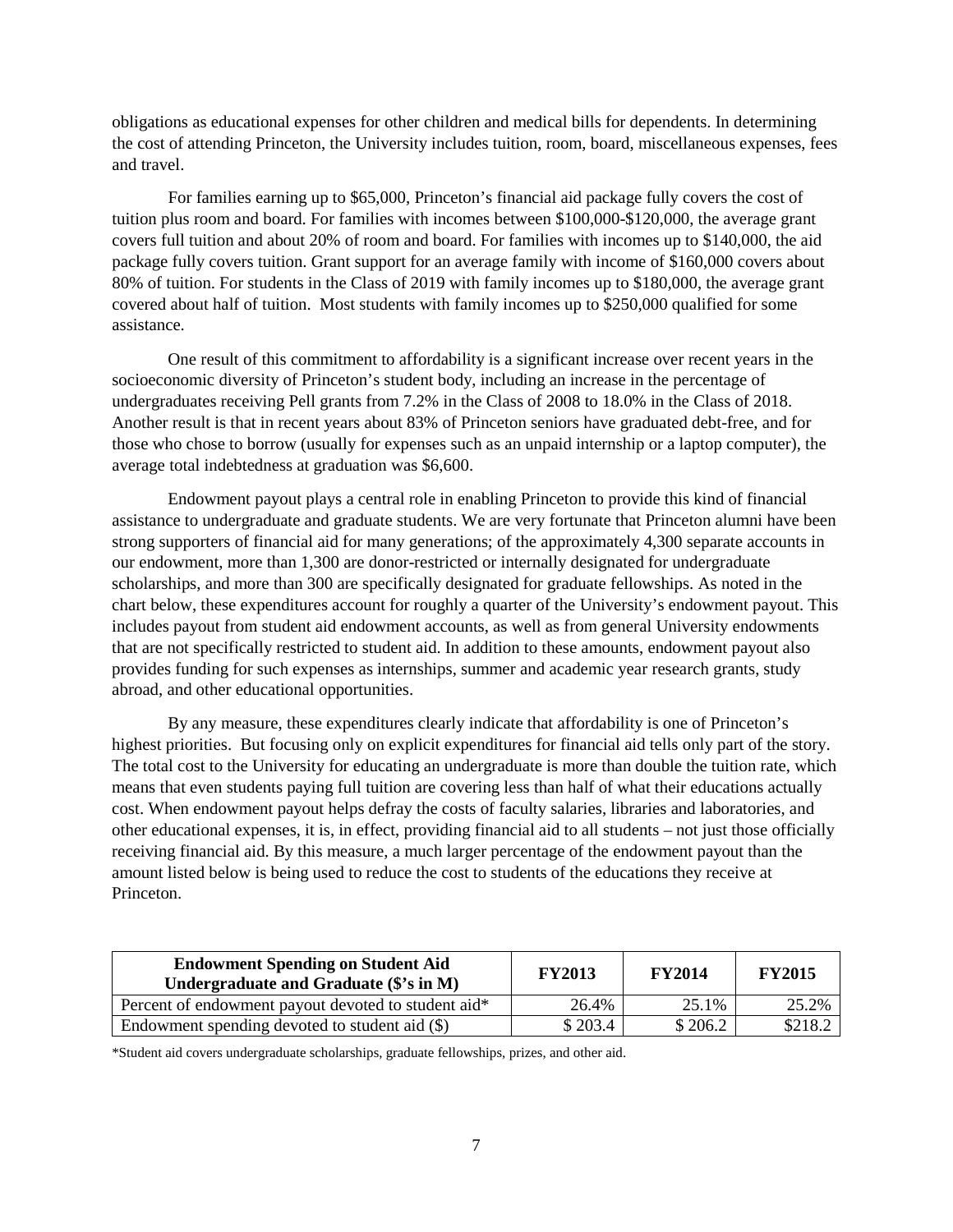obligations as educational expenses for other children and medical bills for dependents. In determining the cost of attending Princeton, the University includes tuition, room, board, miscellaneous expenses, fees and travel.

For families earning up to $65,000, Princeton's financial aid package fully covers the cost of tuition plus room and board. For families with incomes between $100,000-$120,000, the average grant covers full tuition and about 20% of room and board. For families with incomes up to $140,000, the aid package fully covers tuition. Grant support for an average family with income of $160,000 covers about 80% of tuition. For students in the Class of 2019 with family incomes up to $180,000, the average grant covered about half of tuition. Most students with family incomes up to $250,000 qualified for some assistance.

One result of this commitment to affordability is a significant increase over recent years in the socioeconomic diversity of Princeton's student body, including an increase in the percentage of undergraduates receiving Pell grants from 7.2% in the Class of 2008 to 18.0% in the Class of 2018. Another result is that in recent years about 83% of Princeton seniors have graduated debt-free, and for those who chose to borrow (usually for expenses such as an unpaid internship or a laptop computer), the average total indebtedness at graduation was $6,600.

Endowment payout plays a central role in enabling Princeton to provide this kind of financial assistance to undergraduate and graduate students. We are very fortunate that Princeton alumni have been strong supporters of financial aid for many generations; of the approximately 4,300 separate accounts in our endowment, more than 1,300 are donor-restricted or internally designated for undergraduate scholarships, and more than 300 are specifically designated for graduate fellowships. As noted in the chart below, these expenditures account for roughly a quarter of the University's endowment payout. This includes payout from student aid endowment accounts, as well as from general University endowments that are not specifically restricted to student aid. In addition to these amounts, endowment payout also provides funding for such expenses as internships, summer and academic year research grants, study abroad, and other educational opportunities.

By any measure, these expenditures clearly indicate that affordability is one of Princeton's highest priorities. But focusing only on explicit expenditures for financial aid tells only part of the story. The total cost to the University for educating an undergraduate is more than double the tuition rate, which means that even students paying full tuition are covering less than half of what their educations actually cost. When endowment payout helps defray the costs of faculty salaries, libraries and laboratories, and other educational expenses, it is, in effect, providing financial aid to all students – not just those officially receiving financial aid. By this measure, a much larger percentage of the endowment payout than the amount listed below is being used to reduce the cost to students of the educations they receive at Princeton.

| **Endowment Spending on Student Aid Undergraduate and Graduate ($'s in M)** | **FY2013** | **FY2014** | **FY2015** |
|---|---|---|---|
| Percent of endowment payout devoted to student aid* | 26.4% | 25.1% | 25.2% |
| Endowment spending devoted to student aid ($) | $ 203.4 | $ 206.2 | $218.2 |

*Student aid covers undergraduate scholarships, graduate fellowships, prizes, and other aid.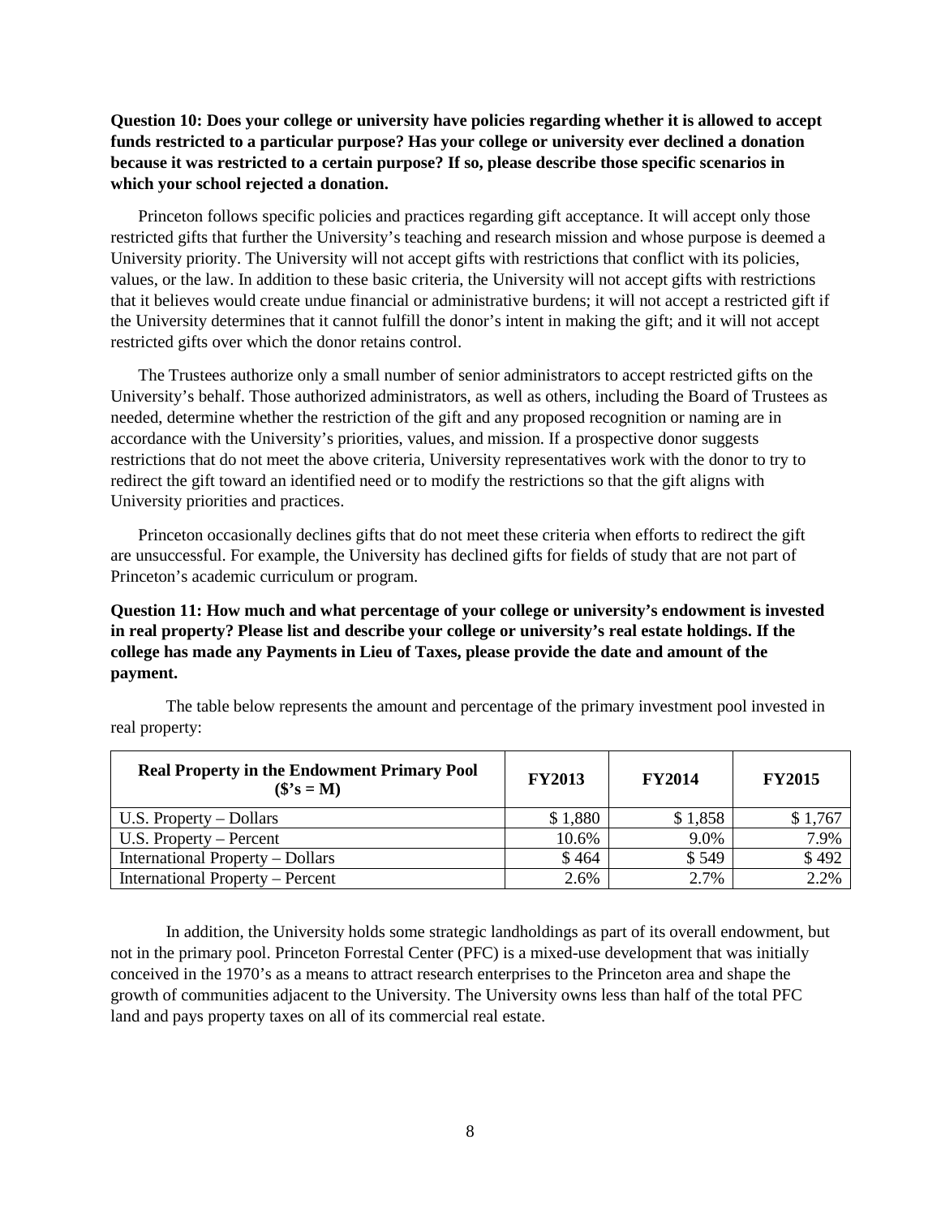**Question 10: Does your college or university have policies regarding whether it is allowed to accept funds restricted to a particular purpose? Has your college or university ever declined a donation because it was restricted to a certain purpose? If so, please describe those specific scenarios in which your school rejected a donation.**

Princeton follows specific policies and practices regarding gift acceptance. It will accept only those restricted gifts that further the University's teaching and research mission and whose purpose is deemed a University priority. The University will not accept gifts with restrictions that conflict with its policies, values, or the law. In addition to these basic criteria, the University will not accept gifts with restrictions that it believes would create undue financial or administrative burdens; it will not accept a restricted gift if the University determines that it cannot fulfill the donor's intent in making the gift; and it will not accept restricted gifts over which the donor retains control.

The Trustees authorize only a small number of senior administrators to accept restricted gifts on the University's behalf. Those authorized administrators, as well as others, including the Board of Trustees as needed, determine whether the restriction of the gift and any proposed recognition or naming are in accordance with the University's priorities, values, and mission. If a prospective donor suggests restrictions that do not meet the above criteria, University representatives work with the donor to try to redirect the gift toward an identified need or to modify the restrictions so that the gift aligns with University priorities and practices.

Princeton occasionally declines gifts that do not meet these criteria when efforts to redirect the gift are unsuccessful. For example, the University has declined gifts for fields of study that are not part of Princeton's academic curriculum or program.

**Question 11: How much and what percentage of your college or university's endowment is invested in real property? Please list and describe your college or university's real estate holdings. If the college has made any Payments in Lieu of Taxes, please provide the date and amount of the payment.**

The table below represents the amount and percentage of the primary investment pool invested in real property:

| Real Property in the Endowment Primary Pool ($'s = M) | FY2013 | FY2014 | FY2015 |
|---|---|---|---|
| U.S. Property – Dollars | $ 1,880 | $ 1,858 | $ 1,767 |
| U.S. Property – Percent | 10.6% | 9.0% | 7.9% |
| International Property – Dollars | $ 464 | $ 549 | $ 492 |
| International Property – Percent | 2.6% | 2.7% | 2.2% |

In addition, the University holds some strategic landholdings as part of its overall endowment, but not in the primary pool. Princeton Forrestal Center (PFC) is a mixed-use development that was initially conceived in the 1970's as a means to attract research enterprises to the Princeton area and shape the growth of communities adjacent to the University. The University owns less than half of the total PFC land and pays property taxes on all of its commercial real estate.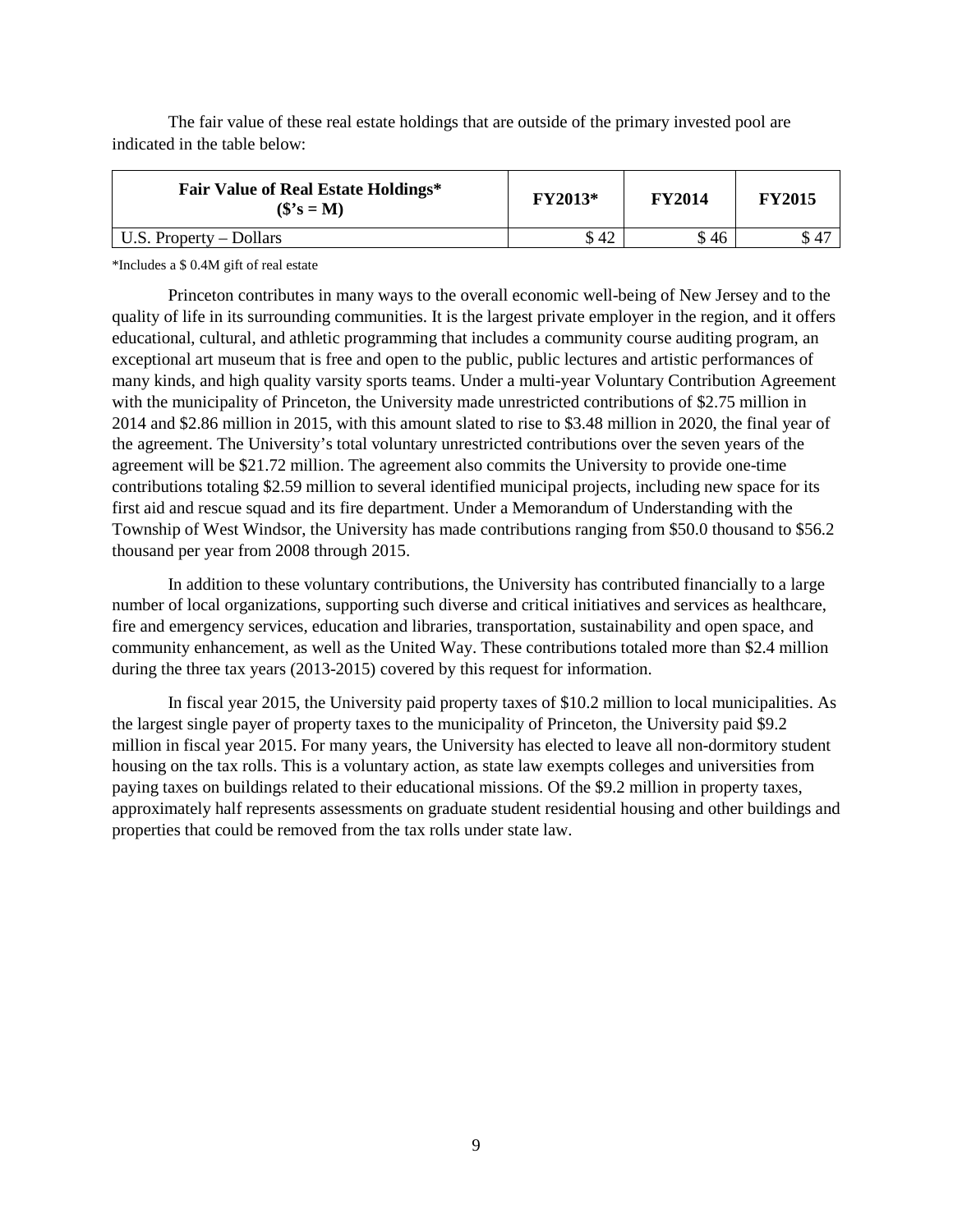The fair value of these real estate holdings that are outside of the primary invested pool are indicated in the table below:

| **Fair Value of Real Estate Holdings* ($'s = M)** | **FY2013*** | **FY2014** | **FY2015** |
| --- | --- | --- | --- |
| U.S. Property – Dollars | $ 42 | $ 46 | $ 47 |

*Includes a $ 0.4M gift of real estate

Princeton contributes in many ways to the overall economic well-being of New Jersey and to the quality of life in its surrounding communities. It is the largest private employer in the region, and it offers educational, cultural, and athletic programming that includes a community course auditing program, an exceptional art museum that is free and open to the public, public lectures and artistic performances of many kinds, and high quality varsity sports teams. Under a multi-year Voluntary Contribution Agreement with the municipality of Princeton, the University made unrestricted contributions of $2.75 million in 2014 and $2.86 million in 2015, with this amount slated to rise to $3.48 million in 2020, the final year of the agreement. The University's total voluntary unrestricted contributions over the seven years of the agreement will be $21.72 million. The agreement also commits the University to provide one-time contributions totaling $2.59 million to several identified municipal projects, including new space for its first aid and rescue squad and its fire department. Under a Memorandum of Understanding with the Township of West Windsor, the University has made contributions ranging from $50.0 thousand to $56.2 thousand per year from 2008 through 2015.

In addition to these voluntary contributions, the University has contributed financially to a large number of local organizations, supporting such diverse and critical initiatives and services as healthcare, fire and emergency services, education and libraries, transportation, sustainability and open space, and community enhancement, as well as the United Way. These contributions totaled more than $2.4 million during the three tax years (2013-2015) covered by this request for information.

In fiscal year 2015, the University paid property taxes of $10.2 million to local municipalities. As the largest single payer of property taxes to the municipality of Princeton, the University paid $9.2 million in fiscal year 2015. For many years, the University has elected to leave all non-dormitory student housing on the tax rolls. This is a voluntary action, as state law exempts colleges and universities from paying taxes on buildings related to their educational missions. Of the $9.2 million in property taxes, approximately half represents assessments on graduate student residential housing and other buildings and properties that could be removed from the tax rolls under state law.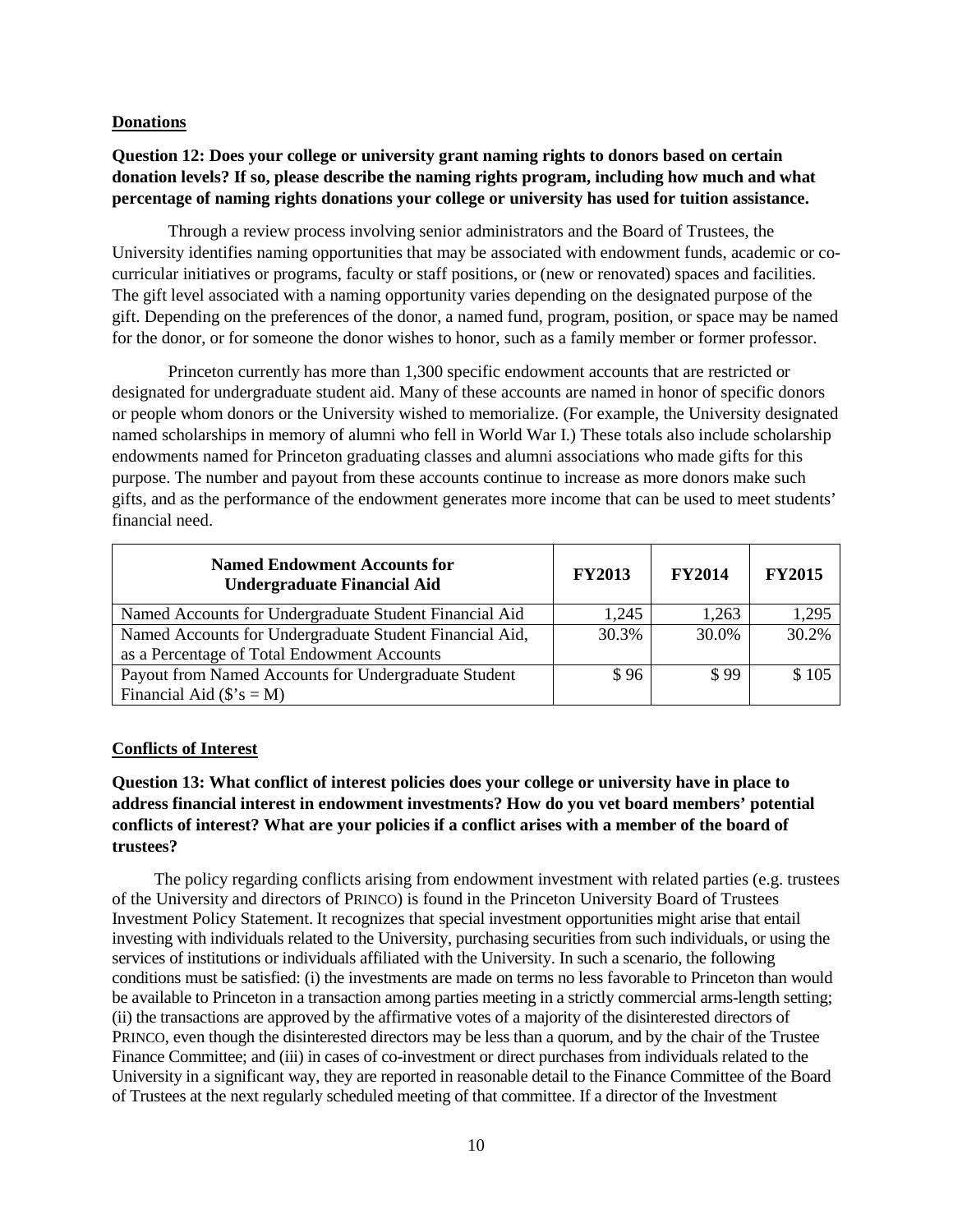## **Donations**

**Question 12: Does your college or university grant naming rights to donors based on certain donation levels? If so, please describe the naming rights program, including how much and what percentage of naming rights donations your college or university has used for tuition assistance.**

Through a review process involving senior administrators and the Board of Trustees, the University identifies naming opportunities that may be associated with endowment funds, academic or co-curricular initiatives or programs, faculty or staff positions, or (new or renovated) spaces and facilities. The gift level associated with a naming opportunity varies depending on the designated purpose of the gift. Depending on the preferences of the donor, a named fund, program, position, or space may be named for the donor, or for someone the donor wishes to honor, such as a family member or former professor.

Princeton currently has more than 1,300 specific endowment accounts that are restricted or designated for undergraduate student aid. Many of these accounts are named in honor of specific donors or people whom donors or the University wished to memorialize. (For example, the University designated named scholarships in memory of alumni who fell in World War I.) These totals also include scholarship endowments named for Princeton graduating classes and alumni associations who made gifts for this purpose. The number and payout from these accounts continue to increase as more donors make such gifts, and as the performance of the endowment generates more income that can be used to meet students' financial need.

| Named Endowment Accounts for Undergraduate Financial Aid | FY2013 | FY2014 | FY2015 |
|---|---|---|---|
| Named Accounts for Undergraduate Student Financial Aid | 1,245 | 1,263 | 1,295 |
| Named Accounts for Undergraduate Student Financial Aid, as a Percentage of Total Endowment Accounts | 30.3% | 30.0% | 30.2% |
| Payout from Named Accounts for Undergraduate Student Financial Aid ($'s = M) | $ 96 | $ 99 | $ 105 |

## **Conflicts of Interest**

**Question 13: What conflict of interest policies does your college or university have in place to address financial interest in endowment investments? How do you vet board members' potential conflicts of interest? What are your policies if a conflict arises with a member of the board of trustees?**

The policy regarding conflicts arising from endowment investment with related parties (e.g. trustees of the University and directors of PRINCO) is found in the Princeton University Board of Trustees Investment Policy Statement. It recognizes that special investment opportunities might arise that entail investing with individuals related to the University, purchasing securities from such individuals, or using the services of institutions or individuals affiliated with the University. In such a scenario, the following conditions must be satisfied: (i) the investments are made on terms no less favorable to Princeton than would be available to Princeton in a transaction among parties meeting in a strictly commercial arms-length setting; (ii) the transactions are approved by the affirmative votes of a majority of the disinterested directors of PRINCO, even though the disinterested directors may be less than a quorum, and by the chair of the Trustee Finance Committee; and (iii) in cases of co-investment or direct purchases from individuals related to the University in a significant way, they are reported in reasonable detail to the Finance Committee of the Board of Trustees at the next regularly scheduled meeting of that committee. If a director of the Investment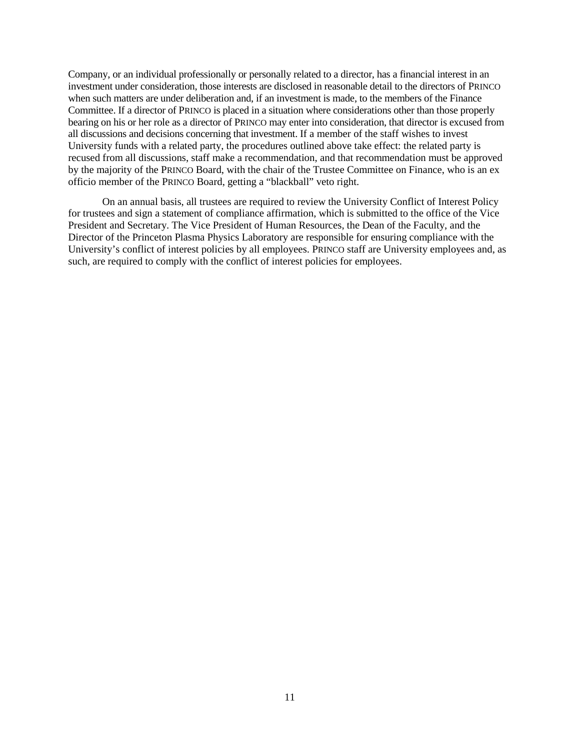Company, or an individual professionally or personally related to a director, has a financial interest in an investment under consideration, those interests are disclosed in reasonable detail to the directors of PRINCO when such matters are under deliberation and, if an investment is made, to the members of the Finance Committee. If a director of PRINCO is placed in a situation where considerations other than those properly bearing on his or her role as a director of PRINCO may enter into consideration, that director is excused from all discussions and decisions concerning that investment. If a member of the staff wishes to invest University funds with a related party, the procedures outlined above take effect: the related party is recused from all discussions, staff make a recommendation, and that recommendation must be approved by the majority of the PRINCO Board, with the chair of the Trustee Committee on Finance, who is an ex officio member of the PRINCO Board, getting a "blackball" veto right.

On an annual basis, all trustees are required to review the University Conflict of Interest Policy for trustees and sign a statement of compliance affirmation, which is submitted to the office of the Vice President and Secretary. The Vice President of Human Resources, the Dean of the Faculty, and the Director of the Princeton Plasma Physics Laboratory are responsible for ensuring compliance with the University's conflict of interest policies by all employees. PRINCO staff are University employees and, as such, are required to comply with the conflict of interest policies for employees.